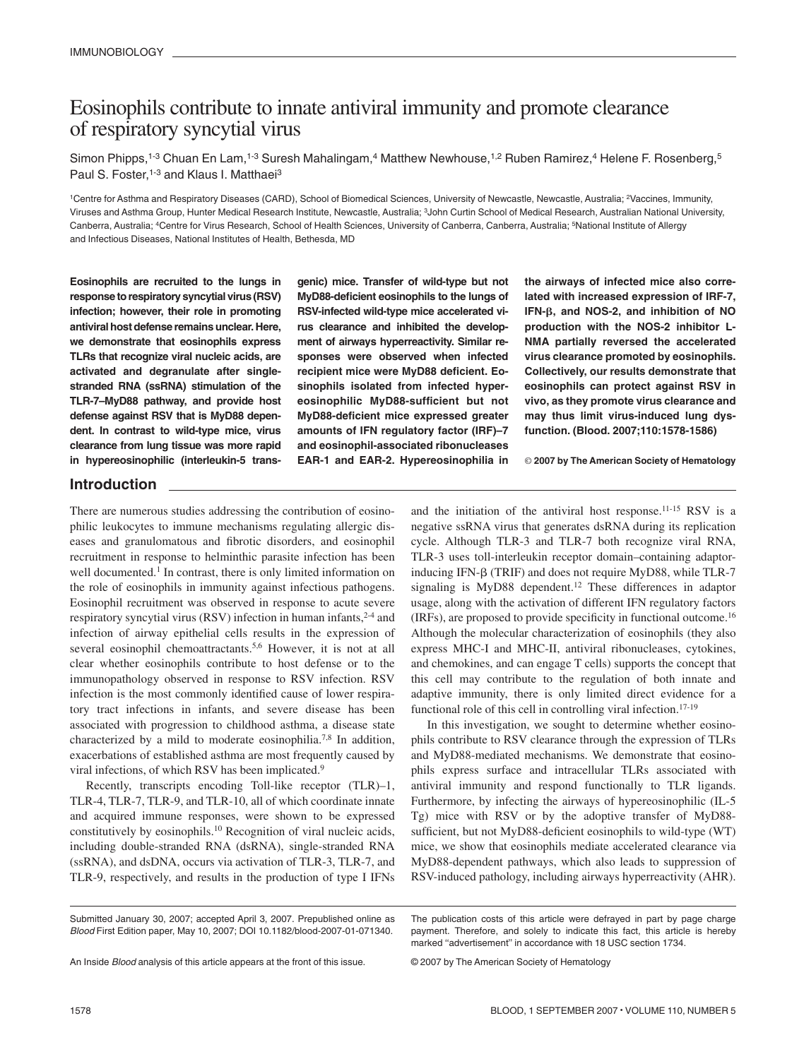IMMUNOBIOLOGY

# Eosinophils contribute to innate antiviral immunity and promote clearance of respiratory syncytial virus

Simon Phipps,[1-3] Chuan En Lam,[1-3] Suresh Mahalingam,[4] Matthew Newhouse,[1,2] Ruben Ramirez,[4] Helene F. Rosenberg,[5] Paul S. Foster,[1-3] and Klaus I. Matthaei[3]

[1]Centre for Asthma and Respiratory Diseases (CARD), School of Biomedical Sciences, University of Newcastle, Newcastle, Australia; [2]Vaccines, Immunity, Viruses and Asthma Group, Hunter Medical Research Institute, Newcastle, Australia; [3]John Curtin School of Medical Research, Australian National University, Canberra, Australia; [4]Centre for Virus Research, School of Health Sciences, University of Canberra, Canberra, Australia; [5]National Institute of Allergy and Infectious Diseases, National Institutes of Health, Bethesda, MD

**Eosinophils are recruited to the lungs in response to respiratory syncytial virus (RSV) infection; however, their role in promoting antiviral host defense remains unclear. Here, we demonstrate that eosinophils express TLRs that recognize viral nucleic acids, are activated and degranulate after single-stranded RNA (ssRNA) stimulation of the TLR-7–MyD88 pathway, and provide host defense against RSV that is MyD88 dependent. In contrast to wild-type mice, virus clearance from lung tissue was more rapid in hypereosinophilic (interleukin-5 transgenic) mice. Transfer of wild-type but not MyD88-deficient eosinophils to the lungs of RSV-infected wild-type mice accelerated virus clearance and inhibited the development of airways hyperreactivity. Similar responses were observed when infected recipient mice were MyD88 deficient. Eosinophils isolated from infected hypereosinophilic MyD88-sufficient but not MyD88-deficient mice expressed greater amounts of IFN regulatory factor (IRF)–7 and eosinophil-associated ribonucleases EAR-1 and EAR-2. Hypereosinophilia in the airways of infected mice also correlated with increased expression of IRF-7, IFN-β, and NOS-2, and inhibition of NO production with the NOS-2 inhibitor L-NMA partially reversed the accelerated virus clearance promoted by eosinophils. Collectively, our results demonstrate that eosinophils can protect against RSV in vivo, as they promote virus clearance and may thus limit virus-induced lung dysfunction. (Blood. 2007;110:1578-1586)**

© 2007 by The American Society of Hematology

## Introduction

There are numerous studies addressing the contribution of eosinophilic leukocytes to immune mechanisms regulating allergic diseases and granulomatous and fibrotic disorders, and eosinophil recruitment in response to helminthic parasite infection has been well documented.[1] In contrast, there is only limited information on the role of eosinophils in immunity against infectious pathogens. Eosinophil recruitment was observed in response to acute severe respiratory syncytial virus (RSV) infection in human infants,[2-4] and infection of airway epithelial cells results in the expression of several eosinophil chemoattractants.[5,6] However, it is not at all clear whether eosinophils contribute to host defense or to the immunopathology observed in response to RSV infection. RSV infection is the most commonly identified cause of lower respiratory tract infections in infants, and severe disease has been associated with progression to childhood asthma, a disease state characterized by a mild to moderate eosinophilia.[7,8] In addition, exacerbations of established asthma are most frequently caused by viral infections, of which RSV has been implicated.[9]

Recently, transcripts encoding Toll-like receptor (TLR)–1, TLR-4, TLR-7, TLR-9, and TLR-10, all of which coordinate innate and acquired immune responses, were shown to be expressed constitutively by eosinophils.[10] Recognition of viral nucleic acids, including double-stranded RNA (dsRNA), single-stranded RNA (ssRNA), and dsDNA, occurs via activation of TLR-3, TLR-7, and TLR-9, respectively, and results in the production of type I IFNs and the initiation of the antiviral host response.[11-15] RSV is a negative ssRNA virus that generates dsRNA during its replication cycle. Although TLR-3 and TLR-7 both recognize viral RNA, TLR-3 uses toll-interleukin receptor domain–containing adaptor-inducing IFN-β (TRIF) and does not require MyD88, while TLR-7 signaling is MyD88 dependent.[12] These differences in adaptor usage, along with the activation of different IFN regulatory factors (IRFs), are proposed to provide specificity in functional outcome.[16] Although the molecular characterization of eosinophils (they also express MHC-I and MHC-II, antiviral ribonucleases, cytokines, and chemokines, and can engage T cells) supports the concept that this cell may contribute to the regulation of both innate and adaptive immunity, there is only limited direct evidence for a functional role of this cell in controlling viral infection.[17-19]

In this investigation, we sought to determine whether eosinophils contribute to RSV clearance through the expression of TLRs and MyD88-mediated mechanisms. We demonstrate that eosinophils express surface and intracellular TLRs associated with antiviral immunity and respond functionally to TLR ligands. Furthermore, by infecting the airways of hypereosinophilic (IL-5 Tg) mice with RSV or by the adoptive transfer of MyD88-sufficient, but not MyD88-deficient eosinophils to wild-type (WT) mice, we show that eosinophils mediate accelerated clearance via MyD88-dependent pathways, which also leads to suppression of RSV-induced pathology, including airways hyperreactivity (AHR).

Submitted January 30, 2007; accepted April 3, 2007. Prepublished online as *Blood* First Edition paper, May 10, 2007; DOI 10.1182/blood-2007-01-071340.

An Inside *Blood* analysis of this article appears at the front of this issue.

The publication costs of this article were defrayed in part by page charge payment. Therefore, and solely to indicate this fact, this article is hereby marked "advertisement" in accordance with 18 USC section 1734.

© 2007 by The American Society of Hematology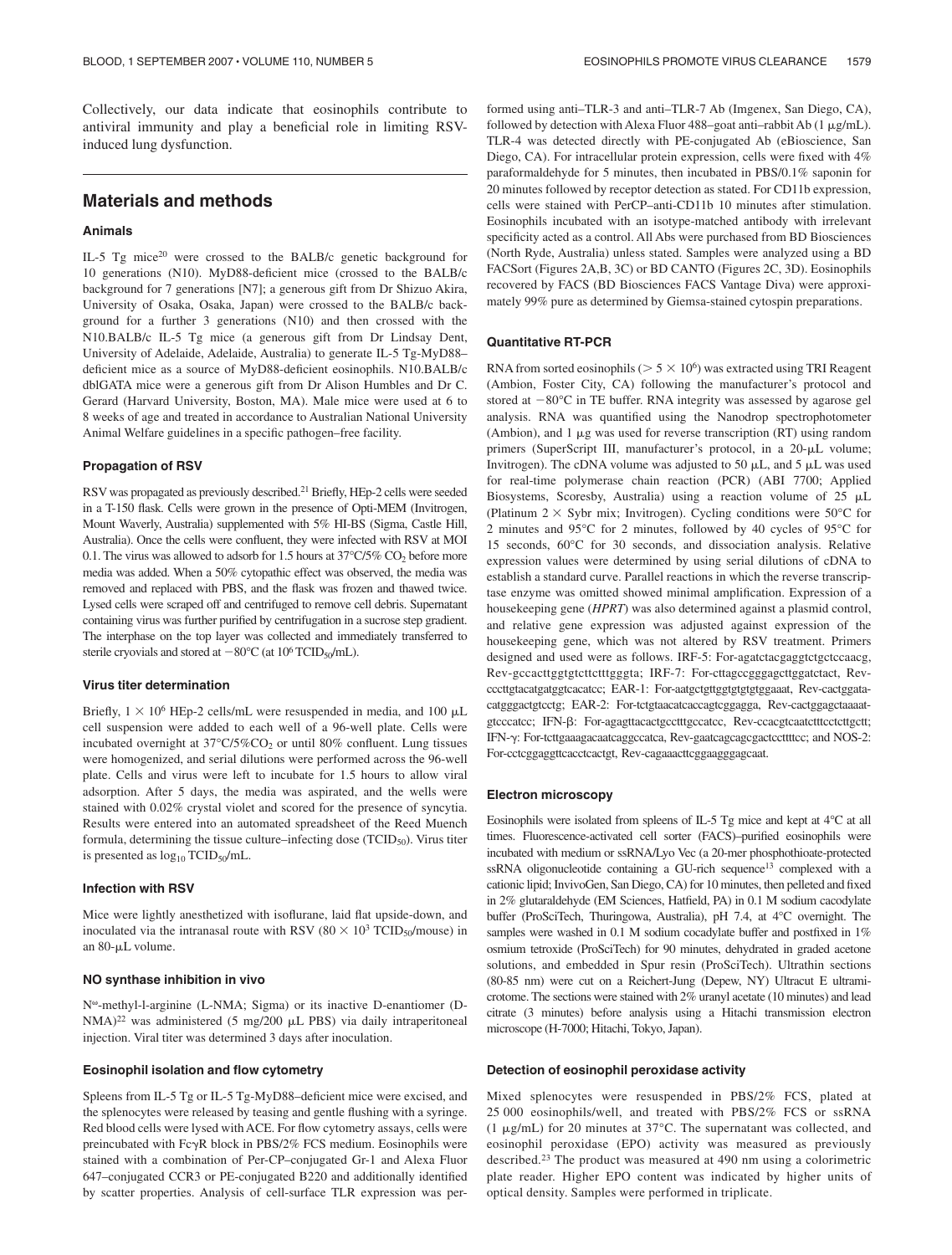Collectively, our data indicate that eosinophils contribute to antiviral immunity and play a beneficial role in limiting RSV-induced lung dysfunction.

## Materials and methods

### Animals

IL-5 Tg mice[20] were crossed to the BALB/c genetic background for 10 generations (N10). MyD88-deficient mice (crossed to the BALB/c background for 7 generations [N7]; a generous gift from Dr Shizuo Akira, University of Osaka, Osaka, Japan) were crossed to the BALB/c background for a further 3 generations (N10) and then crossed with the N10.BALB/c IL-5 Tg mice (a generous gift from Dr Lindsay Dent, University of Adelaide, Adelaide, Australia) to generate IL-5 Tg-MyD88–deficient mice as a source of MyD88-deficient eosinophils. N10.BALB/c dblGATA mice were a generous gift from Dr Alison Humbles and Dr C. Gerard (Harvard University, Boston, MA). Male mice were used at 6 to 8 weeks of age and treated in accordance to Australian National University Animal Welfare guidelines in a specific pathogen–free facility.

### Propagation of RSV

RSV was propagated as previously described.[21] Briefly, HEp-2 cells were seeded in a T-150 flask. Cells were grown in the presence of Opti-MEM (Invitrogen, Mount Waverly, Australia) supplemented with 5% HI-BS (Sigma, Castle Hill, Australia). Once the cells were confluent, they were infected with RSV at MOI 0.1. The virus was allowed to adsorb for 1.5 hours at 37°C/5% $CO_2$ before more media was added. When a 50% cytopathic effect was observed, the media was removed and replaced with PBS, and the flask was frozen and thawed twice. Lysed cells were scraped off and centrifuged to remove cell debris. Supernatant containing virus was further purified by centrifugation in a sucrose step gradient. The interphase on the top layer was collected and immediately transferred to sterile cryovials and stored at −80°C (at $10^6$ $TCID_{50}$/mL).

### Virus titer determination

Briefly, $1 \times 10^6$ HEp-2 cells/mL were resuspended in media, and 100 μL cell suspension were added to each well of a 96-well plate. Cells were incubated overnight at 37°C/5%$CO_2$ or until 80% confluent. Lung tissues were homogenized, and serial dilutions were performed across the 96-well plate. Cells and virus were left to incubate for 1.5 hours to allow viral adsorption. After 5 days, the media was aspirated, and the wells were stained with 0.02% crystal violet and scored for the presence of syncytia. Results were entered into an automated spreadsheet of the Reed Muench formula, determining the tissue culture–infecting dose ($TCID_{50}$). Virus titer is presented as $\log_{10}$ $TCID_{50}$/mL.

### Infection with RSV

Mice were lightly anesthetized with isoflurane, laid flat upside-down, and inoculated via the intranasal route with RSV ($80 \times 10^3$ $TCID_{50}$/mouse) in an 80-μL volume.

### NO synthase inhibition in vivo

$N^{\omega}$-methyl-l-arginine (L-NMA; Sigma) or its inactive D-enantiomer (D-NMA)[22] was administered (5 mg/200 μL PBS) via daily intraperitoneal injection. Viral titer was determined 3 days after inoculation.

### Eosinophil isolation and flow cytometry

Spleens from IL-5 Tg or IL-5 Tg-MyD88–deficient mice were excised, and the splenocytes were released by teasing and gentle flushing with a syringe. Red blood cells were lysed with ACE. For flow cytometry assays, cells were preincubated with FcγR block in PBS/2% FCS medium. Eosinophils were stained with a combination of Per-CP–conjugated Gr-1 and Alexa Fluor 647–conjugated CCR3 or PE-conjugated B220 and additionally identified by scatter properties. Analysis of cell-surface TLR expression was performed using anti–TLR-3 and anti–TLR-7 Ab (Imgenex, San Diego, CA), followed by detection with Alexa Fluor 488–goat anti–rabbit Ab (1 μg/mL). TLR-4 was detected directly with PE-conjugated Ab (eBioscience, San Diego, CA). For intracellular protein expression, cells were fixed with 4% paraformaldehyde for 5 minutes, then incubated in PBS/0.1% saponin for 20 minutes followed by receptor detection as stated. For CD11b expression, cells were stained with PerCP–anti-CD11b 10 minutes after stimulation. Eosinophils incubated with an isotype-matched antibody with irrelevant specificity acted as a control. All Abs were purchased from BD Biosciences (North Ryde, Australia) unless stated. Samples were analyzed using a BD FACSort (Figures 2A,B, 3C) or BD CANTO (Figures 2C, 3D). Eosinophils recovered by FACS (BD Biosciences FACS Vantage Diva) were approximately 99% pure as determined by Giemsa-stained cytospin preparations.

### Quantitative RT-PCR

RNA from sorted eosinophils ($> 5 \times 10^6$) was extracted using TRI Reagent (Ambion, Foster City, CA) following the manufacturer's protocol and stored at −80°C in TE buffer. RNA integrity was assessed by agarose gel analysis. RNA was quantified using the Nanodrop spectrophotometer (Ambion), and 1 μg was used for reverse transcription (RT) using random primers (SuperScript III, manufacturer's protocol, in a 20-μL volume; Invitrogen). The cDNA volume was adjusted to 50 μL, and 5 μL was used for real-time polymerase chain reaction (PCR) (ABI 7700; Applied Biosystems, Scoresby, Australia) using a reaction volume of 25 μL (Platinum 2 × Sybr mix; Invitrogen). Cycling conditions were 50°C for 2 minutes and 95°C for 2 minutes, followed by 40 cycles of 95°C for 15 seconds, 60°C for 30 seconds, and dissociation analysis. Relative expression values were determined by using serial dilutions of cDNA to establish a standard curve. Parallel reactions in which the reverse transcriptase enzyme was omitted showed minimal amplification. Expression of a housekeeping gene (*HPRT*) was also determined against a plasmid control, and relative gene expression was adjusted against expression of the housekeeping gene, which was not altered by RSV treatment. Primers designed and used were as follows. IRF-5: For-agatctacgaggtctgctccaacg, Rev-gccacttggtgtcttctttgggta; IRF-7: For-cttagccgggagcttggatctact, Rev-cccttgtacatgatggtcacatcc; EAR-1: For-aatgctgttggtgtgtgtggaaat, Rev-cactggatacatgggactgtcctg; EAR-2: For-tctgtaacatcaccagtcggagga, Rev-cactggagctaaaatgtcccatcc; IFN-β: For-agagttacactgcctttgccatcc, Rev-ccacgtcaatctttcctcttgctt; IFN-γ: For-tcttgaaagacaatcaggccatca, Rev-gaatcagcagcgactccttttcc; and NOS-2: For-cctcggaggttcacctcactgt, Rev-cagaaacttcggaaggggacgaat.

### Electron microscopy

Eosinophils were isolated from spleens of IL-5 Tg mice and kept at 4°C at all times. Fluorescence-activated cell sorter (FACS)–purified eosinophils were incubated with medium or ssRNA/Lyo Vec (a 20-mer phosphothioate-protected ssRNA oligonucleotide containing a GU-rich sequence[13] complexed with a cationic lipid; InvivoGen, San Diego, CA) for 10 minutes, then pelleted and fixed in 2% glutaraldehyde (EM Sciences, Hatfield, PA) in 0.1 M sodium cacodylate buffer (ProSciTech, Thuringowa, Australia), pH 7.4, at 4°C overnight. The samples were washed in 0.1 M sodium cocadylate buffer and postfixed in 1% osmium tetroxide (ProSciTech) for 90 minutes, dehydrated in graded acetone solutions, and embedded in Spur resin (ProSciTech). Ultrathin sections (80-85 nm) were cut on a Reichert-Jung (Depew, NY) Ultracut E ultramicrotome. The sections were stained with 2% uranyl acetate (10 minutes) and lead citrate (3 minutes) before analysis using a Hitachi transmission electron microscope (H-7000; Hitachi, Tokyo, Japan).

### Detection of eosinophil peroxidase activity

Mixed splenocytes were resuspended in PBS/2% FCS, plated at 25 000 eosinophils/well, and treated with PBS/2% FCS or ssRNA (1 μg/mL) for 20 minutes at 37°C. The supernatant was collected, and eosinophil peroxidase (EPO) activity was measured as previously described.[23] The product was measured at 490 nm using a colorimetric plate reader. Higher EPO content was indicated by higher units of optical density. Samples were performed in triplicate.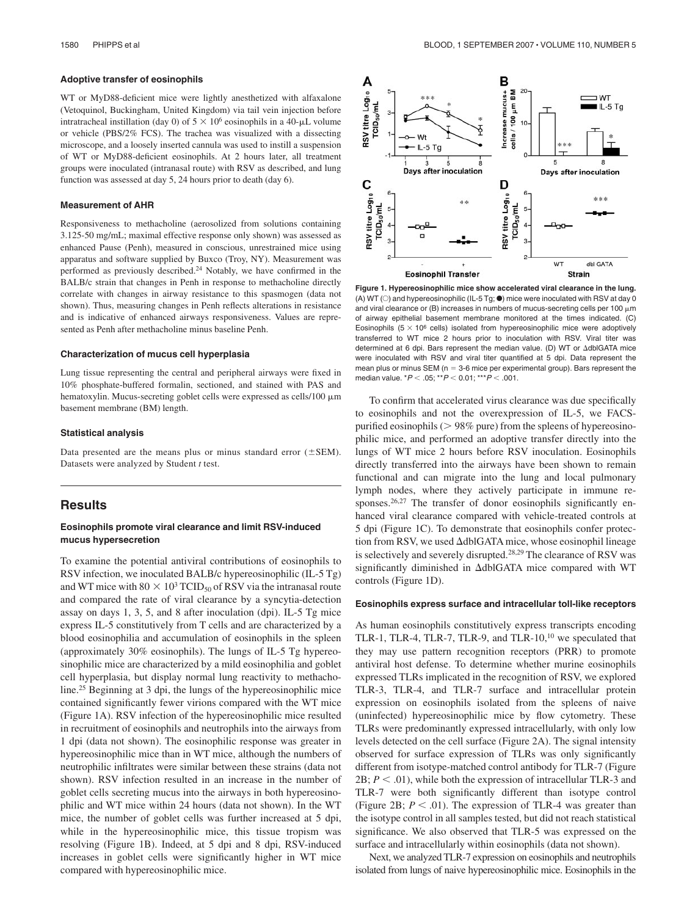### Adoptive transfer of eosinophils

WT or MyD88-deficient mice were lightly anesthetized with alfaxalone (Vetoquinol, Buckingham, United Kingdom) via tail vein injection before intratracheal instillation (day 0) of $5 \times 10^6$ eosinophils in a 40-μL volume or vehicle (PBS/2% FCS). The trachea was visualized with a dissecting microscope, and a loosely inserted cannula was used to instill a suspension of WT or MyD88-deficient eosinophils. At 2 hours later, all treatment groups were inoculated (intranasal route) with RSV as described, and lung function was assessed at day 5, 24 hours prior to death (day 6).

### Measurement of AHR

Responsiveness to methacholine (aerosolized from solutions containing 3.125-50 mg/mL; maximal effective response only shown) was assessed as enhanced Pause (Penh), measured in conscious, unrestrained mice using apparatus and software supplied by Buxco (Troy, NY). Measurement was performed as previously described.[24] Notably, we have confirmed in the BALB/c strain that changes in Penh in response to methacholine directly correlate with changes in airway resistance to this spasmogen (data not shown). Thus, measuring changes in Penh reflects alterations in resistance and is indicative of enhanced airways responsiveness. Values are represented as Penh after methacholine minus baseline Penh.

### Characterization of mucus cell hyperplasia

Lung tissue representing the central and peripheral airways were fixed in 10% phosphate-buffered formalin, sectioned, and stained with PAS and hematoxylin. Mucus-secreting goblet cells were expressed as cells/100 μm basement membrane (BM) length.

### Statistical analysis

Data presented are the means plus or minus standard error (±SEM). Datasets were analyzed by Student *t* test.

## Results

### Eosinophils promote viral clearance and limit RSV-induced mucus hypersecretion

To examine the potential antiviral contributions of eosinophils to RSV infection, we inoculated BALB/c hypereosinophilic (IL-5 Tg) and WT mice with $80 \times 10^3$ $TCID_{50}$ of RSV via the intranasal route and compared the rate of viral clearance by a syncytia-detection assay on days 1, 3, 5, and 8 after inoculation (dpi). IL-5 Tg mice express IL-5 constitutively from T cells and are characterized by a blood eosinophilia and accumulation of eosinophils in the spleen (approximately 30% eosinophils). The lungs of IL-5 Tg hypereosinophilic mice are characterized by a mild eosinophilia and goblet cell hyperplasia, but display normal lung reactivity to methacholine.[25] Beginning at 3 dpi, the lungs of the hypereosinophilic mice contained significantly fewer virions compared with the WT mice (Figure 1A). RSV infection of the hypereosinophilic mice resulted in recruitment of eosinophils and neutrophils into the airways from 1 dpi (data not shown). The eosinophilic response was greater in hypereosinophilic mice than in WT mice, although the numbers of neutrophilic infiltrates were similar between these strains (data not shown). RSV infection resulted in an increase in the number of goblet cells secreting mucus into the airways in both hypereosinophilic and WT mice within 24 hours (data not shown). In the WT mice, the number of goblet cells was further increased at 5 dpi, while in the hypereosinophilic mice, this tissue tropism was resolving (Figure 1B). Indeed, at 5 dpi and 8 dpi, RSV-induced increases in goblet cells were significantly higher in WT mice compared with hypereosinophilic mice.

**Figure 1. Hypereosinophilic mice show accelerated viral clearance in the lung.** (A) WT (○) and hypereosinophilic (IL-5 Tg; ●) mice were inoculated with RSV at day 0 and viral clearance or (B) increases in numbers of mucus-secreting cells per 100 μm of airway epithelial basement membrane monitored at the times indicated. (C) Eosinophils ($5 \times 10^6$ cells) isolated from hypereosinophilic mice were adoptively transferred to WT mice 2 hours prior to inoculation with RSV. Viral titer was determined at 6 dpi. Bars represent the median value. (D) WT or ΔdblGATA mice were inoculated with RSV and viral titer quantified at 5 dpi. Data represent the mean plus or minus SEM (n = 3-6 mice per experimental group). Bars represent the median value. $^*P < .05$; $^{**}P < 0.01$; $^{***}P < .001$.

To confirm that accelerated virus clearance was due specifically to eosinophils and not the overexpression of IL-5, we FACS-purified eosinophils (> 98% pure) from the spleens of hypereosinophilic mice, and performed an adoptive transfer directly into the lungs of WT mice 2 hours before RSV inoculation. Eosinophils directly transferred into the airways have been shown to remain functional and can migrate into the lung and local pulmonary lymph nodes, where they actively participate in immune responses.[26,27] The transfer of donor eosinophils significantly enhanced viral clearance compared with vehicle-treated controls at 5 dpi (Figure 1C). To demonstrate that eosinophils confer protection from RSV, we used ΔdblGATA mice, whose eosinophil lineage is selectively and severely disrupted.[28,29] The clearance of RSV was significantly diminished in ΔdblGATA mice compared with WT controls (Figure 1D).

### Eosinophils express surface and intracellular toll-like receptors

As human eosinophils constitutively express transcripts encoding TLR-1, TLR-4, TLR-7, TLR-9, and TLR-10,[10] we speculated that they may use pattern recognition receptors (PRR) to promote antiviral host defense. To determine whether murine eosinophils expressed TLRs implicated in the recognition of RSV, we explored TLR-3, TLR-4, and TLR-7 surface and intracellular protein expression on eosinophils isolated from the spleens of naive (uninfected) hypereosinophilic mice by flow cytometry. These TLRs were predominantly expressed intracellularly, with only low levels detected on the cell surface (Figure 2A). The signal intensity observed for surface expression of TLRs was only significantly different from isotype-matched control antibody for TLR-7 (Figure 2B; $P < .01$), while both the expression of intracellular TLR-3 and TLR-7 were both significantly different than isotype control (Figure 2B; $P < .01$). The expression of TLR-4 was greater than the isotype control in all samples tested, but did not reach statistical significance. We also observed that TLR-5 was expressed on the surface and intracellularly within eosinophils (data not shown).

Next, we analyzed TLR-7 expression on eosinophils and neutrophils isolated from lungs of naive hypereosinophilic mice. Eosinophils in the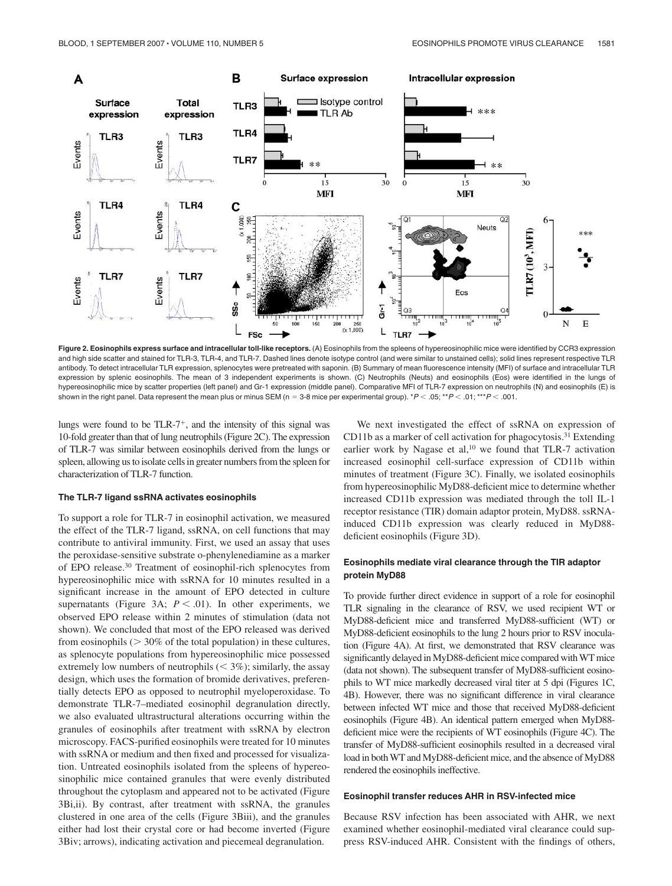**Figure 2. Eosinophils express surface and intracellular toll-like receptors.** (A) Eosinophils from the spleens of hypereosinophilic mice were identified by CCR3 expression and high side scatter and stained for TLR-3, TLR-4, and TLR-7. Dashed lines denote isotype control (and were similar to unstained cells); solid lines represent respective TLR antibody. To detect intracellular TLR expression, splenocytes were pretreated with saponin. (B) Summary of mean fluorescence intensity (MFI) of surface and intracellular TLR expression by splenic eosinophils. The mean of 3 independent experiments is shown. (C) Neutrophils (Neuts) and eosinophils (Eos) were identified in the lungs of hypereosinophilic mice by scatter properties (left panel) and Gr-1 expression (middle panel). Comparative MFI of TLR-7 expression on neutrophils (N) and eosinophils (E) is shown in the right panel. Data represent the mean plus or minus SEM (n = 3-8 mice per experimental group). $^{*}P < .05$; $^{**}P < .01$; $^{***}P < .001$.

lungs were found to be TLR-7$^{+}$, and the intensity of this signal was 10-fold greater than that of lung neutrophils (Figure 2C). The expression of TLR-7 was similar between eosinophils derived from the lungs or spleen, allowing us to isolate cells in greater numbers from the spleen for characterization of TLR-7 function.

### The TLR-7 ligand ssRNA activates eosinophils

To support a role for TLR-7 in eosinophil activation, we measured the effect of the TLR-7 ligand, ssRNA, on cell functions that may contribute to antiviral immunity. First, we used an assay that uses the peroxidase-sensitive substrate o-phenylenediamine as a marker of EPO release.[30] Treatment of eosinophil-rich splenocytes from hypereosinophilic mice with ssRNA for 10 minutes resulted in a significant increase in the amount of EPO detected in culture supernatants (Figure 3A; $P < .01$). In other experiments, we observed EPO release within 2 minutes of stimulation (data not shown). We concluded that most of the EPO released was derived from eosinophils (> 30% of the total population) in these cultures, as splenocyte populations from hypereosinophilic mice possessed extremely low numbers of neutrophils (< 3%); similarly, the assay design, which uses the formation of bromide derivatives, preferentially detects EPO as opposed to neutrophil myeloperoxidase. To demonstrate TLR-7–mediated eosinophil degranulation directly, we also evaluated ultrastructural alterations occurring within the granules of eosinophils after treatment with ssRNA by electron microscopy. FACS-purified eosinophils were treated for 10 minutes with ssRNA or medium and then fixed and processed for visualization. Untreated eosinophils isolated from the spleens of hypereosinophilic mice contained granules that were evenly distributed throughout the cytoplasm and appeared not to be activated (Figure 3Bi,ii). By contrast, after treatment with ssRNA, the granules clustered in one area of the cells (Figure 3Biii), and the granules either had lost their crystal core or had become inverted (Figure 3Biv; arrows), indicating activation and piecemeal degranulation.

We next investigated the effect of ssRNA on expression of CD11b as a marker of cell activation for phagocytosis.[31] Extending earlier work by Nagase et al,[10] we found that TLR-7 activation increased eosinophil cell-surface expression of CD11b within minutes of treatment (Figure 3C). Finally, we isolated eosinophils from hypereosinophilic MyD88-deficient mice to determine whether increased CD11b expression was mediated through the toll IL-1 receptor resistance (TIR) domain adaptor protein, MyD88. ssRNA-induced CD11b expression was clearly reduced in MyD88-deficient eosinophils (Figure 3D).

### Eosinophils mediate viral clearance through the TIR adaptor protein MyD88

To provide further direct evidence in support of a role for eosinophil TLR signaling in the clearance of RSV, we used recipient WT or MyD88-deficient mice and transferred MyD88-sufficient (WT) or MyD88-deficient eosinophils to the lung 2 hours prior to RSV inoculation (Figure 4A). At first, we demonstrated that RSV clearance was significantly delayed in MyD88-deficient mice compared with WT mice (data not shown). The subsequent transfer of MyD88-sufficient eosinophils to WT mice markedly decreased viral titer at 5 dpi (Figures 1C, 4B). However, there was no significant difference in viral clearance between infected WT mice and those that received MyD88-deficient eosinophils (Figure 4B). An identical pattern emerged when MyD88-deficient mice were the recipients of WT eosinophils (Figure 4C). The transfer of MyD88-sufficient eosinophils resulted in a decreased viral load in both WT and MyD88-deficient mice, and the absence of MyD88 rendered the eosinophils ineffective.

### Eosinophil transfer reduces AHR in RSV-infected mice

Because RSV infection has been associated with AHR, we next examined whether eosinophil-mediated viral clearance could suppress RSV-induced AHR. Consistent with the findings of others,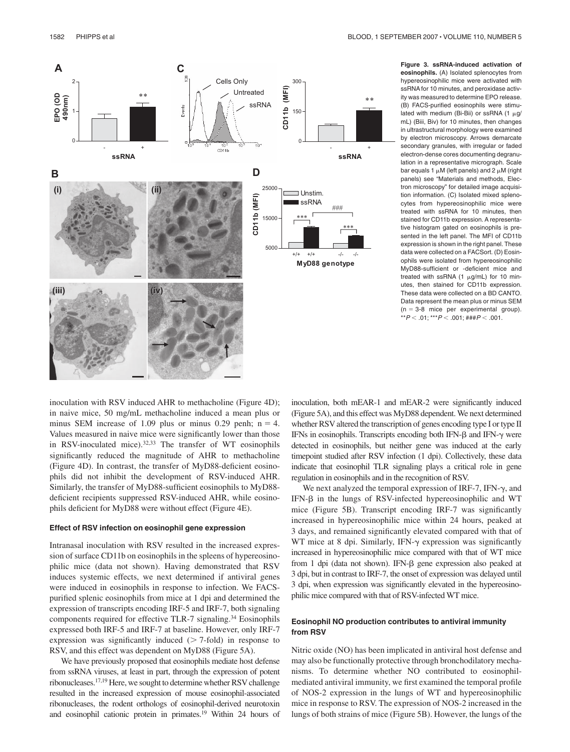**Figure 3. ssRNA-induced activation of eosinophils.** (A) Isolated splenocytes from hypereosinophilic mice were activated with ssRNA for 10 minutes, and peroxidase activity was measured to determine EPO release. (B) FACS-purified eosinophils were stimulated with medium (Bi-Bii) or ssRNA (1 μg/mL) (Biii, Biv) for 10 minutes, then changes in ultrastructural morphology were examined by electron microscopy. Arrows demarcate secondary granules, with irregular or faded electron-dense cores documenting degranulation in a representative micrograph. Scale bar equals 1 μM (left panels) and 2 μM (right panels) see "Materials and methods, Electron microscopy" for detailed image acquisition information. (C) Isolated mixed splenocytes from hypereosinophilic mice were treated with ssRNA for 10 minutes, then stained for CD11b expression. A representative histogram gated on eosinophils is presented in the left panel. The MFI of CD11b expression is shown in the right panel. These data were collected on a FACSort. (D) Eosinophils were isolated from hypereosinophilic MyD88-sufficient or -deficient mice and treated with ssRNA (1 μg/mL) for 10 minutes, then stained for CD11b expression. These data were collected on a BD CANTO. Data represent the mean plus or minus SEM (n = 3-8 mice per experimental group). $^{**}P < .01$; $^{***}P < .001$; $^{\#\#\#}P < .001$.

inoculation with RSV induced AHR to methacholine (Figure 4D); in naive mice, 50 mg/mL methacholine induced a mean plus or minus SEM increase of 1.09 plus or minus 0.29 penh; n = 4. Values measured in naive mice were significantly lower than those in RSV-inoculated mice).[32,33] The transfer of WT eosinophils significantly reduced the magnitude of AHR to methacholine (Figure 4D). In contrast, the transfer of MyD88-deficient eosinophils did not inhibit the development of RSV-induced AHR. Similarly, the transfer of MyD88-sufficient eosinophils to MyD88-deficient recipients suppressed RSV-induced AHR, while eosinophils deficient for MyD88 were without effect (Figure 4E).

#### Effect of RSV infection on eosinophil gene expression

Intranasal inoculation with RSV resulted in the increased expression of surface CD11b on eosinophils in the spleens of hypereosinophilic mice (data not shown). Having demonstrated that RSV induces systemic effects, we next determined if antiviral genes were induced in eosinophils in response to infection. We FACS-purified splenic eosinophils from mice at 1 dpi and determined the expression of transcripts encoding IRF-5 and IRF-7, both signaling components required for effective TLR-7 signaling.[34] Eosinophils expressed both IRF-5 and IRF-7 at baseline. However, only IRF-7 expression was significantly induced (> 7-fold) in response to RSV, and this effect was dependent on MyD88 (Figure 5A).

We have previously proposed that eosinophils mediate host defense from ssRNA viruses, at least in part, through the expression of potent ribonucleases.[17,19] Here, we sought to determine whether RSV challenge resulted in the increased expression of mouse eosinophil-associated ribonucleases, the rodent orthologs of eosinophil-derived neurotoxin and eosinophil cationic protein in primates.[19] Within 24 hours of inoculation, both mEAR-1 and mEAR-2 were significantly induced (Figure 5A), and this effect was MyD88 dependent. We next determined whether RSV altered the transcription of genes encoding type I or type II IFNs in eosinophils. Transcripts encoding both IFN-β and IFN-γ were detected in eosinophils, but neither gene was induced at the early timepoint studied after RSV infection (1 dpi). Collectively, these data indicate that eosinophil TLR signaling plays a critical role in gene regulation in eosinophils and in the recognition of RSV.

We next analyzed the temporal expression of IRF-7, IFN-γ, and IFN-β in the lungs of RSV-infected hypereosinophilic and WT mice (Figure 5B). Transcript encoding IRF-7 was significantly increased in hypereosinophilic mice within 24 hours, peaked at 3 days, and remained significantly elevated compared with that of WT mice at 8 dpi. Similarly, IFN-γ expression was significantly increased in hypereosinophilic mice compared with that of WT mice from 1 dpi (data not shown). IFN-β gene expression also peaked at 3 dpi, but in contrast to IRF-7, the onset of expression was delayed until 3 dpi, when expression was significantly elevated in the hypereosinophilic mice compared with that of RSV-infected WT mice.

#### Eosinophil NO production contributes to antiviral immunity from RSV

Nitric oxide (NO) has been implicated in antiviral host defense and may also be functionally protective through bronchodilatory mechanisms. To determine whether NO contributed to eosinophil-mediated antiviral immunity, we first examined the temporal profile of NOS-2 expression in the lungs of WT and hypereosinophilic mice in response to RSV. The expression of NOS-2 increased in the lungs of both strains of mice (Figure 5B). However, the lungs of the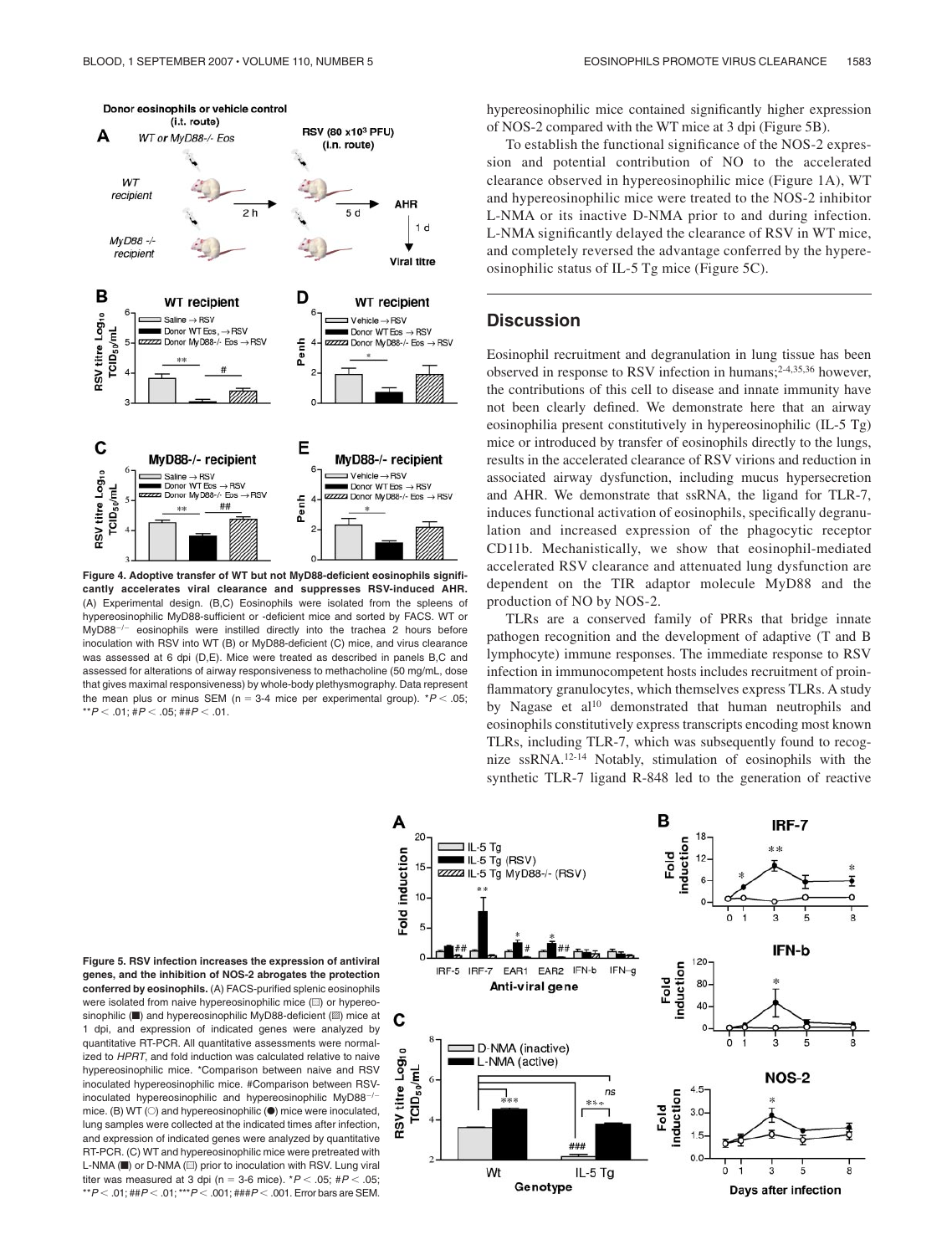**Figure 4. Adoptive transfer of WT but not MyD88-deficient eosinophils significantly accelerates viral clearance and suppresses RSV-induced AHR.** (A) Experimental design. (B,C) Eosinophils were isolated from the spleens of hypereosinophilic MyD88-sufficient or -deficient mice and sorted by FACS. WT or MyD88$^{-/-}$ eosinophils were instilled directly into the trachea 2 hours before inoculation with RSV into WT (B) or MyD88-deficient (C) mice, and virus clearance was assessed at 6 dpi (D,E). Mice were treated as described in panels B,C and assessed for alterations of airway responsiveness to methacholine (50 mg/mL, dose that gives maximal responsiveness) by whole-body plethysmography. Data represent the mean plus or minus SEM (n = 3-4 mice per experimental group). *$P < .05$; **$P < .01$; #$P < .05$; ##$P < .01$.

hypereosinophilic mice contained significantly higher expression of NOS-2 compared with the WT mice at 3 dpi (Figure 5B).

To establish the functional significance of the NOS-2 expression and potential contribution of NO to the accelerated clearance observed in hypereosinophilic mice (Figure 1A), WT and hypereosinophilic mice were treated to the NOS-2 inhibitor L-NMA or its inactive D-NMA prior to and during infection. L-NMA significantly delayed the clearance of RSV in WT mice, and completely reversed the advantage conferred by the hypereosinophilic status of IL-5 Tg mice (Figure 5C).

## Discussion

Eosinophil recruitment and degranulation in lung tissue has been observed in response to RSV infection in humans;[2-4,35,36] however, the contributions of this cell to disease and innate immunity have not been clearly defined. We demonstrate here that an airway eosinophilia present constitutively in hypereosinophilic (IL-5 Tg) mice or introduced by transfer of eosinophils directly to the lungs, results in the accelerated clearance of RSV virions and reduction in associated airway dysfunction, including mucus hypersecretion and AHR. We demonstrate that ssRNA, the ligand for TLR-7, induces functional activation of eosinophils, specifically degranulation and increased expression of the phagocytic receptor CD11b. Mechanistically, we show that eosinophil-mediated accelerated RSV clearance and attenuated lung dysfunction are dependent on the TIR adaptor molecule MyD88 and the production of NO by NOS-2.

TLRs are a conserved family of PRRs that bridge innate pathogen recognition and the development of adaptive (T and B lymphocyte) immune responses. The immediate response to RSV infection in immunocompetent hosts includes recruitment of proinflammatory granulocytes, which themselves express TLRs. A study by Nagase et al[10] demonstrated that human neutrophils and eosinophils constitutively express transcripts encoding most known TLRs, including TLR-7, which was subsequently found to recognize ssRNA.[12-14] Notably, stimulation of eosinophils with the synthetic TLR-7 ligand R-848 led to the generation of reactive

**Figure 5. RSV infection increases the expression of antiviral genes, and the inhibition of NOS-2 abrogates the protection conferred by eosinophils.** (A) FACS-purified splenic eosinophils were isolated from naive hypereosinophilic mice (□) or hypereosinophilic (■) and hypereosinophilic MyD88-deficient (▨) mice at 1 dpi, and expression of indicated genes were analyzed by quantitative RT-PCR. All quantitative assessments were normalized to *HPRT*, and fold induction was calculated relative to naive hypereosinophilic mice. *Comparison between naive and RSV inoculated hypereosinophilic mice. #Comparison between RSV-inoculated hypereosinophilic and hypereosinophilic MyD88$^{-/-}$ mice. (B) WT (○) and hypereosinophilic (●) mice were inoculated, lung samples were collected at the indicated times after infection, and expression of indicated genes were analyzed by quantitative RT-PCR. (C) WT and hypereosinophilic mice were pretreated with L-NMA (■) or D-NMA (□) prior to inoculation with RSV. Lung viral titer was measured at 3 dpi (n = 3-6 mice). *$P < .05$; #$P < .05$; **$P < .01$; ##$P < .01$; ***$P < .001$; ###$P < .001$. Error bars are SEM.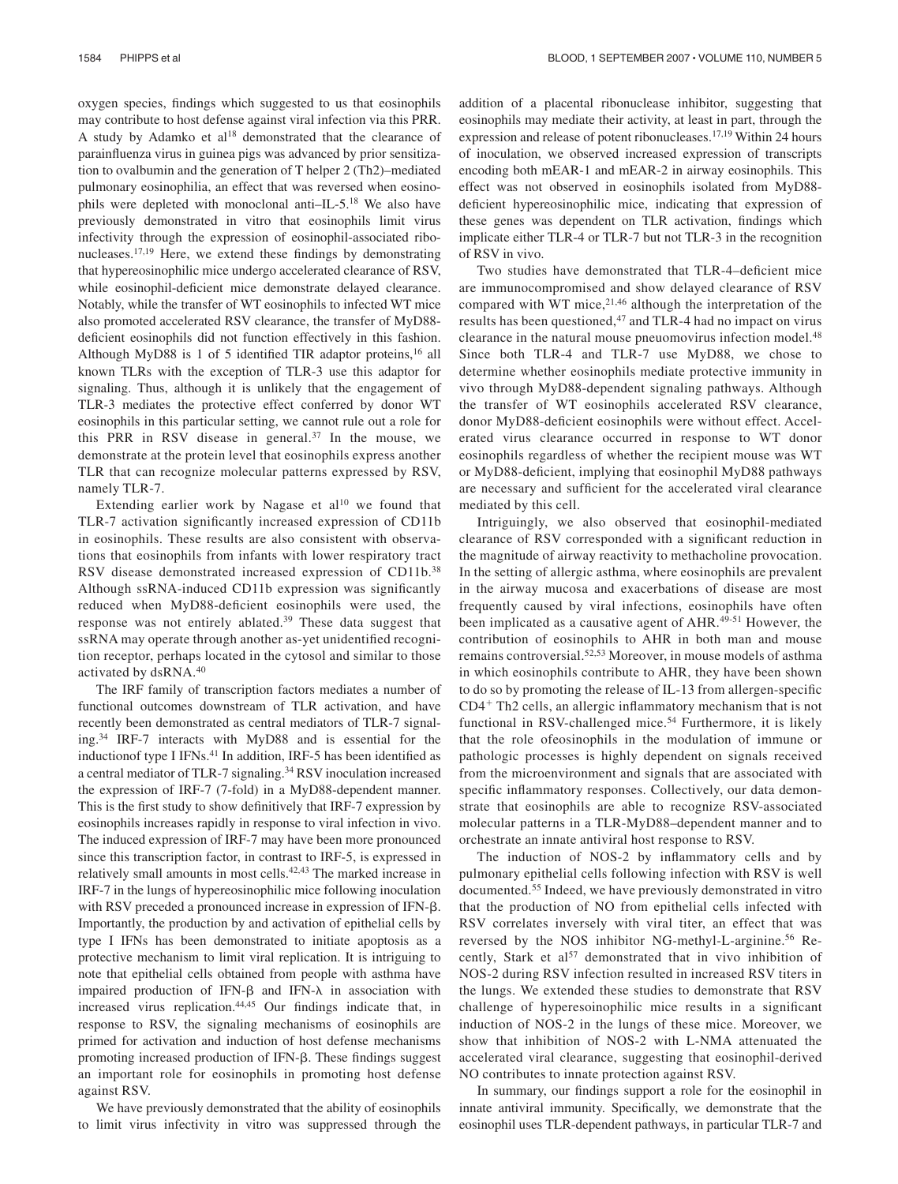oxygen species, findings which suggested to us that eosinophils may contribute to host defense against viral infection via this PRR. A study by Adamko et al[18] demonstrated that the clearance of parainfluenza virus in guinea pigs was advanced by prior sensitization to ovalbumin and the generation of T helper 2 (Th2)–mediated pulmonary eosinophilia, an effect that was reversed when eosinophils were depleted with monoclonal anti–IL-5.[18] We also have previously demonstrated in vitro that eosinophils limit virus infectivity through the expression of eosinophil-associated ribonucleases.[17,19] Here, we extend these findings by demonstrating that hypereosinophilic mice undergo accelerated clearance of RSV, while eosinophil-deficient mice demonstrate delayed clearance. Notably, while the transfer of WT eosinophils to infected WT mice also promoted accelerated RSV clearance, the transfer of MyD88-deficient eosinophils did not function effectively in this fashion. Although MyD88 is 1 of 5 identified TIR adaptor proteins,[16] all known TLRs with the exception of TLR-3 use this adaptor for signaling. Thus, although it is unlikely that the engagement of TLR-3 mediates the protective effect conferred by donor WT eosinophils in this particular setting, we cannot rule out a role for this PRR in RSV disease in general.[37] In the mouse, we demonstrate at the protein level that eosinophils express another TLR that can recognize molecular patterns expressed by RSV, namely TLR-7.

Extending earlier work by Nagase et al[10] we found that TLR-7 activation significantly increased expression of CD11b in eosinophils. These results are also consistent with observations that eosinophils from infants with lower respiratory tract RSV disease demonstrated increased expression of CD11b.[38] Although ssRNA-induced CD11b expression was significantly reduced when MyD88-deficient eosinophils were used, the response was not entirely ablated.[39] These data suggest that ssRNA may operate through another as-yet unidentified recognition receptor, perhaps located in the cytosol and similar to those activated by dsRNA.[40]

The IRF family of transcription factors mediates a number of functional outcomes downstream of TLR activation, and have recently been demonstrated as central mediators of TLR-7 signaling.[34] IRF-7 interacts with MyD88 and is essential for the inductionof type I IFNs.[41] In addition, IRF-5 has been identified as a central mediator of TLR-7 signaling.[34] RSV inoculation increased the expression of IRF-7 (7-fold) in a MyD88-dependent manner. This is the first study to show definitively that IRF-7 expression by eosinophils increases rapidly in response to viral infection in vivo. The induced expression of IRF-7 may have been more pronounced since this transcription factor, in contrast to IRF-5, is expressed in relatively small amounts in most cells.[42,43] The marked increase in IRF-7 in the lungs of hypereosinophilic mice following inoculation with RSV preceded a pronounced increase in expression of IFN-β. Importantly, the production by and activation of epithelial cells by type I IFNs has been demonstrated to initiate apoptosis as a protective mechanism to limit viral replication. It is intriguing to note that epithelial cells obtained from people with asthma have impaired production of IFN-β and IFN-λ in association with increased virus replication.[44,45] Our findings indicate that, in response to RSV, the signaling mechanisms of eosinophils are primed for activation and induction of host defense mechanisms promoting increased production of IFN-β. These findings suggest an important role for eosinophils in promoting host defense against RSV.

We have previously demonstrated that the ability of eosinophils to limit virus infectivity in vitro was suppressed through the addition of a placental ribonuclease inhibitor, suggesting that eosinophils may mediate their activity, at least in part, through the expression and release of potent ribonucleases.[17,19] Within 24 hours of inoculation, we observed increased expression of transcripts encoding both mEAR-1 and mEAR-2 in airway eosinophils. This effect was not observed in eosinophils isolated from MyD88-deficient hypereosinophilic mice, indicating that expression of these genes was dependent on TLR activation, findings which implicate either TLR-4 or TLR-7 but not TLR-3 in the recognition of RSV in vivo.

Two studies have demonstrated that TLR-4–deficient mice are immunocompromised and show delayed clearance of RSV compared with WT mice,[21,46] although the interpretation of the results has been questioned,[47] and TLR-4 had no impact on virus clearance in the natural mouse pneuomovirus infection model.[48] Since both TLR-4 and TLR-7 use MyD88, we chose to determine whether eosinophils mediate protective immunity in vivo through MyD88-dependent signaling pathways. Although the transfer of WT eosinophils accelerated RSV clearance, donor MyD88-deficient eosinophils were without effect. Accelerated virus clearance occurred in response to WT donor eosinophils regardless of whether the recipient mouse was WT or MyD88-deficient, implying that eosinophil MyD88 pathways are necessary and sufficient for the accelerated viral clearance mediated by this cell.

Intriguingly, we also observed that eosinophil-mediated clearance of RSV corresponded with a significant reduction in the magnitude of airway reactivity to methacholine provocation. In the setting of allergic asthma, where eosinophils are prevalent in the airway mucosa and exacerbations of disease are most frequently caused by viral infections, eosinophils have often been implicated as a causative agent of AHR.[49-51] However, the contribution of eosinophils to AHR in both man and mouse remains controversial.[52,53] Moreover, in mouse models of asthma in which eosinophils contribute to AHR, they have been shown to do so by promoting the release of IL-13 from allergen-specific $CD4^+$ Th2 cells, an allergic inflammatory mechanism that is not functional in RSV-challenged mice.[54] Furthermore, it is likely that the role ofeosinophils in the modulation of immune or pathologic processes is highly dependent on signals received from the microenvironment and signals that are associated with specific inflammatory responses. Collectively, our data demonstrate that eosinophils are able to recognize RSV-associated molecular patterns in a TLR-MyD88–dependent manner and to orchestrate an innate antiviral host response to RSV.

The induction of NOS-2 by inflammatory cells and by pulmonary epithelial cells following infection with RSV is well documented.[55] Indeed, we have previously demonstrated in vitro that the production of NO from epithelial cells infected with RSV correlates inversely with viral titer, an effect that was reversed by the NOS inhibitor NG-methyl-L-arginine.[56] Recently, Stark et al[57] demonstrated that in vivo inhibition of NOS-2 during RSV infection resulted in increased RSV titers in the lungs. We extended these studies to demonstrate that RSV challenge of hyperesoinophilic mice results in a significant induction of NOS-2 in the lungs of these mice. Moreover, we show that inhibition of NOS-2 with L-NMA attenuated the accelerated viral clearance, suggesting that eosinophil-derived NO contributes to innate protection against RSV.

In summary, our findings support a role for the eosinophil in innate antiviral immunity. Specifically, we demonstrate that the eosinophil uses TLR-dependent pathways, in particular TLR-7 and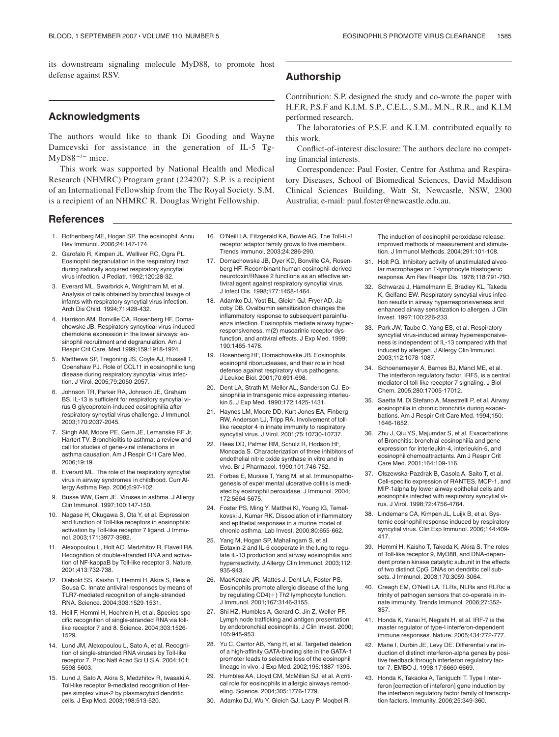its downstream signaling molecule MyD88, to promote host defense against RSV.

## Acknowledgments

The authors would like to thank Di Gooding and Wayne Damcevski for assistance in the generation of IL-5 Tg-MyD88$^{-/-}$ mice.

This work was supported by National Health and Medical Research (NHMRC) Program grant (224207). S.P. is a recipient of an International Fellowship from the The Royal Society. S.M. is a recipient of an NHMRC R. Douglas Wright Fellowship.

## Authorship

Contribution: S.P. designed the study and co-wrote the paper with H.F.R, P.S.F and K.I.M. S.P., C.E.L., S.M., M.N., R.R., and K.I.M performed research.

The laboratories of P.S.F. and K.I.M. contributed equally to this work.

Conflict-of-interest disclosure: The authors declare no competing financial interests.

Correspondence: Paul Foster, Centre for Asthma and Respiratory Diseases, School of Biomedical Sciences, David Maddison Clinical Sciences Building, Watt St, Newcastle, NSW, 2300 Australia; e-mail: paul.foster@newcastle.edu.au.

## References

1. Rothenberg ME, Hogan SP. The eosinophil. Annu Rev Immunol. 2006;24:147-174.
2. Garofalo R, Kimpen JL, Welliver RC, Ogra PL. Eosinophil degranulation in the respiratory tract during naturally acquired respiratory syncytial virus infection. J Pediatr. 1992;120:28-32.
3. Everard ML, Swarbrick A, Wrightham M, et al. Analysis of cells obtained by bronchial lavage of infants with respiratory syncytial virus infection. Arch Dis Child. 1994;71:428-432.
4. Harrison AM, Bonville CA, Rosenberg HF, Domachowske JB. Respiratory syncytical virus-induced chemokine expression in the lower airways: eosinophil recruitment and degranulation. Am J Respir Crit Care. Med 1999;159:1918-1924.
5. Matthews SP, Tregoning JS, Coyle AJ, Hussell T, Openshaw PJ. Role of CCL11 in eosinophilic lung disease during respiratory syncytial virus infection. J Virol. 2005;79:2050-2057.
6. Johnson TR, Parker RA, Johnson JE, Graham BS. IL-13 is sufficient for respiratory syncytial virus G glycoprotein-induced eosinophilia after respiratory syncytial virus challenge. J Immunol. 2003;170:2037-2045.
7. Singh AM, Moore PE, Gern JE, Lemanske RF Jr, Hartert TV. Bronchiolitis to asthma: a review and call for studies of gene-viral interactions in asthma causation. Am J Respir Crit Care Med. 2006;19:19.
8. Everard ML. The role of the respiratory syncytial virus in airway syndromes in childhood. Curr Allergy Asthma Rep. 2006;6:97-102.
9. Busse WW, Gern JE. Viruses in asthma. J Allergy Clin Immunol. 1997;100:147-150.
10. Nagase H, Okugawa S, Ota Y, et al. Expression and function of Toll-like receptors in eosinophils: activation by Toll-like receptor 7 ligand. J Immunol. 2003;171:3977-3982.
11. Alexopoulou L, Holt AC, Medzhitov R, Flavell RA. Recognition of double-stranded RNA and activation of NF-kappaB by Toll-like receptor 3. Nature. 2001;413:732-738.
12. Diebold SS, Kaisho T, Hemmi H, Akira S, Reis e Sousa C. Innate antiviral responses by means of TLR7-mediated recognition of single-stranded RNA. Science. 2004;303:1529-1531.
13. Heil F, Hemmi H, Hochrein H, et al. Species-specific recognition of single-stranded RNA via toll-like receptor 7 and 8. Science. 2004;303:1526-1529.
14. Lund JM, Alexopoulou L, Sato A, et al. Recognition of single-stranded RNA viruses by Toll-like receptor 7. Proc Natl Acad Sci U S A. 2004;101: 5598-5603.
15. Lund J, Sato A, Akira S, Medzhitov R, Iwasaki A. Toll-like receptor 9-mediated recognition of Herpes simplex virus-2 by plasmacytoid dendritic cells. J Exp Med. 2003;198:513-520.
16. O'Neill LA, Fitzgerald KA, Bowie AG. The Toll-IL-1 receptor adaptor family grows to five members. Trends Immunol. 2003;24:286-290.
17. Domachowske JB, Dyer KD, Bonville CA, Rosenberg HF. Recombinant human eosinophil-derived neurotoxin/RNase 2 functions as an effective antiviral agent against respiratory syncytial virus. J Infect Dis. 1998;177:1458-1464.
18. Adamko DJ, Yost BL, Gleich GJ, Fryer AD, Jacoby DB. Ovalbumin sensitization changes the inflammatory response to subsequent parainfluenza infection. Eosinophils mediate airway hyperresponsiveness, m(2) muscarinic receptor dysfunction, and antiviral effects. J Exp Med. 1999; 190:1465-1478.
19. Rosenberg HF, Domachowske JB. Eosinophils, eosinophil ribonucleases, and their role in host defense against respiratory virus pathogens. J Leukoc Biol. 2001;70:691-698.
20. Dent LA, Strath M, Mellor AL, Sanderson CJ. Eosinophilia in transgenic mice expressing interleukin 5. J Exp Med. 1990;172:1425-1431.
21. Haynes LM, Moore DD, Kurt-Jones EA, Finberg RW, Anderson LJ, Tripp RA. Involvement of toll-like receptor 4 in innate immunity to respiratory syncytial virus. J Virol. 2001;75:10730-10737.
22. Rees DD, Palmer RM, Schulz R, Hodson HF, Moncada S. Characterization of three inhibitors of endothelial nitric oxide synthase in vitro and in vivo. Br J Pharmacol. 1990;101:746-752.
23. Forbes E, Murase T, Yang M, et al. Immunopathogenesis of experimental ulcerative colitis is mediated by eosinophil peroxidase. J Immunol. 2004; 172:5664-5675.
24. Foster PS, Ming Y, Matthei KI, Young IG, Temelkovski J, Kumar RK. Dissociation of inflammatory and epithelial responses in a murine model of chronic asthma. Lab Invest. 2000;80:655-662.
25. Yang M, Hogan SP, Mahalingam S, et al. Eotaxin-2 and IL-5 cooperate in the lung to regulate IL-13 production and airway eosinophilia and hyperreactivity. J Allergy Clin Immunol. 2003;112: 935-943.
26. MacKenzie JR, Mattes J, Dent LA, Foster PS. Eosinophils promote allergic disease of the lung by regulating CD4(+) Th2 lymphocyte function. J Immunol. 2001;167:3146-3155.
27. Shi HZ, Humbles A, Gerard C, Jin Z, Weller PF. Lymph node trafficking and antigen presentation by endobronchial eosinophils. J Clin Invest. 2000; 105:945-953.
28. Yu C, Cantor AB, Yang H, et al. Targeted deletion of a high-affinity GATA-binding site in the GATA-1 promoter leads to selective loss of the eosinophil lineage in vivo. J Exp Med. 2002;195:1387-1395.
29. Humbles AA, Lloyd CM, McMillan SJ, et al. A critical role for eosinophils in allergic airways remodeling. Science. 2004;305:1776-1779.
30. Adamko DJ, Wu Y, Gleich GJ, Lacy P, Moqbel R. The induction of eosinophil peroxidase release: improved methods of measurement and stimulation. J Immunol Methods. 2004;291:101-108.
31. Holt PG. Inhibitory activity of unstimulated alveolar macrophages on T-lymphocyte blastogenic response. Am Rev Respir Dis. 1978;118:791-793.
32. Schwarze J, Hamelmann E, Bradley KL, Takeda K, Gelfand EW. Respiratory syncytial virus infection results in airway hyperresponsiveness and enhanced airway sensitization to allergen. J Clin Invest. 1997;100:226-233.
33. Park JW, Taube C, Yang ES, et al. Respiratory syncytial virus-induced airway hyperresponsiveness is independent of IL-13 compared with that induced by allergen. J Allergy Clin Immunol. 2003;112:1078-1087.
34. Schoenemeyer A, Barnes BJ, Mancl ME, et al. The interferon regulatory factor, IRF5, is a central mediator of toll-like receptor 7 signaling. J Biol Chem. 2005;280:17005-17012.
35. Saetta M, Di Stefano A, Maestrelli P, et al. Airway eosinophilia in chronic bronchitis during exacerbations. Am J Respir Crit Care Med. 1994;150: 1646-1652.
36. Zhu J, Qiu YS, Majumdar S, et al. Exacerbations of Bronchitis: bronchial eosinophilia and gene expression for interleukin-4, interleukin-5, and eosinophil chemoattractants. Am J Respir Crit Care Med. 2001;164:109-116.
37. Olszewska-Pazdrak B, Casola A, Saito T, et al. Cell-specific expression of RANTES, MCP-1, and MIP-1alpha by lower airway epithelial cells and eosinophils infected with respiratory syncytial virus. J Virol. 1998;72:4756-4764.
38. Lindemans CA, Kimpen JL, Luijk B, et al. Systemic eosinophil response induced by respiratory syncytial virus. Clin Exp Immunol. 2006;144:409-417.
39. Hemmi H, Kaisho T, Takeda K, Akira S. The roles of Toll-like receptor 9, MyD88, and DNA-dependent protein kinase catalytic subunit in the effects of two distinct CpG DNAs on dendritic cell subsets. J Immunol. 2003;170:3059-3064.
40. Creagh EM, O'Neill LA. TLRs, NLRs and RLRs: a trinity of pathogen sensors that co-operate in innate immunity. Trends Immunol. 2006;27:352-357.
41. Honda K, Yanai H, Negishi H, et al. IRF-7 is the master regulator of type-I interferon-dependent immune responses. Nature. 2005;434:772-777.
42. Marie I, Durbin JE, Levy DE. Differential viral induction of distinct interferon-alpha genes by positive feedback through interferon regulatory factor-7. EMBO J. 1998;17:6660-6669.
43. Honda K, Takaoka A, Taniguchi T. Type I interferon [correction of inteferon] gene induction by the interferon regulatory factor family of transcription factors. Immunity. 2006;25:349-360.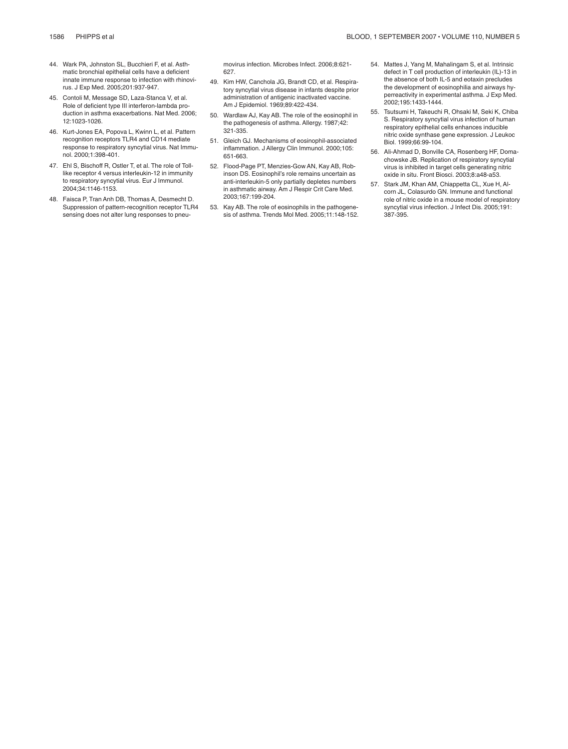44. Wark PA, Johnston SL, Bucchieri F, et al. Asthmatic bronchial epithelial cells have a deficient innate immune response to infection with rhinovirus. J Exp Med. 2005;201:937-947.
45. Contoli M, Message SD, Laza-Stanca V, et al. Role of deficient type III interferon-lambda production in asthma exacerbations. Nat Med. 2006; 12:1023-1026.
46. Kurt-Jones EA, Popova L, Kwinn L, et al. Pattern recognition receptors TLR4 and CD14 mediate response to respiratory syncytial virus. Nat Immunol. 2000;1:398-401.
47. Ehl S, Bischoff R, Ostler T, et al. The role of Toll-like receptor 4 versus interleukin-12 in immunity to respiratory syncytial virus. Eur J Immunol. 2004;34:1146-1153.
48. Faisca P, Tran Anh DB, Thomas A, Desmecht D. Suppression of pattern-recognition receptor TLR4 sensing does not alter lung responses to pneumovirus infection. Microbes Infect. 2006;8:621-627.
49. Kim HW, Canchola JG, Brandt CD, et al. Respiratory syncytial virus disease in infants despite prior administration of antigenic inactivated vaccine. Am J Epidemiol. 1969;89:422-434.
50. Wardlaw AJ, Kay AB. The role of the eosinophil in the pathogenesis of asthma. Allergy. 1987;42: 321-335.
51. Gleich GJ. Mechanisms of eosinophil-associated inflammation. J Allergy Clin Immunol. 2000;105: 651-663.
52. Flood-Page PT, Menzies-Gow AN, Kay AB, Robinson DS. Eosinophil's role remains uncertain as anti-interleukin-5 only partially depletes numbers in asthmatic airway. Am J Respir Crit Care Med. 2003;167:199-204.
53. Kay AB. The role of eosinophils in the pathogenesis of asthma. Trends Mol Med. 2005;11:148-152.
54. Mattes J, Yang M, Mahalingam S, et al. Intrinsic defect in T cell production of interleukin (IL)-13 in the absence of both IL-5 and eotaxin precludes the development of eosinophilia and airways hyperreactivity in experimental asthma. J Exp Med. 2002;195:1433-1444.
55. Tsutsumi H, Takeuchi R, Ohsaki M, Seki K, Chiba S. Respiratory syncytial virus infection of human respiratory epithelial cells enhances inducible nitric oxide synthase gene expression. J Leukoc Biol. 1999;66:99-104.
56. Ali-Ahmad D, Bonville CA, Rosenberg HF, Domachowske JB. Replication of respiratory syncytial virus is inhibited in target cells generating nitric oxide in situ. Front Biosci. 2003;8:a48-a53.
57. Stark JM, Khan AM, Chiappetta CL, Xue H, Alcorn JL, Colasurdo GN. Immune and functional role of nitric oxide in a mouse model of respiratory syncytial virus infection. J Infect Dis. 2005;191: 387-395.